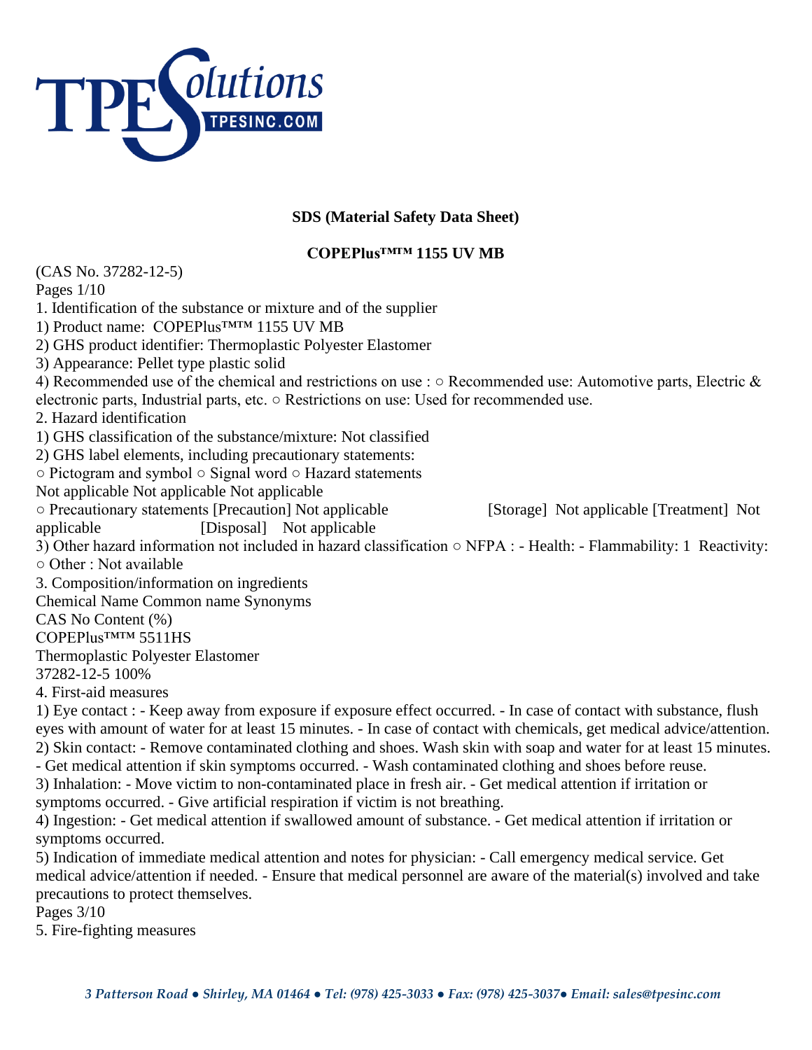**SDS (Material Safety Data Sheet)**

**COPEPlus™™ 1155 UV MB**

(CAS No. 37282-12-5)

Pages 1/10

1. Identification of the substance or mixture and of the supplier

1) Product name: COPEPlus™™ 1155 UV MB

2) GHS product identifier: Thermoplastic Polyester Elastomer

3) Appearance: Pellet type plastic solid

4) Recommended use of the chemical and restrictions on use : ○ Recommended use: Automotive parts, Electric & electronic parts, Industrial parts, etc. ○ Restrictions on use: Used for recommended use.

2. Hazard identification

1) GHS classification of the substance/mixture: Not classified

2) GHS label elements, including precautionary statements:

○ Pictogram and symbol ○ Signal word ○ Hazard statements

Not applicable Not applicable Not applicable

○ Precautionary statements [Precaution] Not applicable [Storage] Not applicable [Treatment] Not applicable [Disposal] Not applicable

3) Other hazard information not included in hazard classification ○ NFPA : - Health: - Flammability: 1 Reactivity:

○ Other : Not available

3. Composition/information on ingredients

Chemical Name Common name Synonyms

CAS No Content (%)

COPEPlus™™ 5511HS

Thermoplastic Polyester Elastomer

37282-12-5 100%

4. First-aid measures

1) Eye contact : - Keep away from exposure if exposure effect occurred. - In case of contact with substance, flush eyes with amount of water for at least 15 minutes. - In case of contact with chemicals, get medical advice/attention.

2) Skin contact: - Remove contaminated clothing and shoes. Wash skin with soap and water for at least 15 minutes.

- Get medical attention if skin symptoms occurred. - Wash contaminated clothing and shoes before reuse.

3) Inhalation: - Move victim to non-contaminated place in fresh air. - Get medical attention if irritation or symptoms occurred. - Give artificial respiration if victim is not breathing.

4) Ingestion: - Get medical attention if swallowed amount of substance. - Get medical attention if irritation or symptoms occurred.

5) Indication of immediate medical attention and notes for physician: - Call emergency medical service. Get medical advice/attention if needed. - Ensure that medical personnel are aware of the material(s) involved and take precautions to protect themselves.

Pages 3/10

5. Fire-fighting measures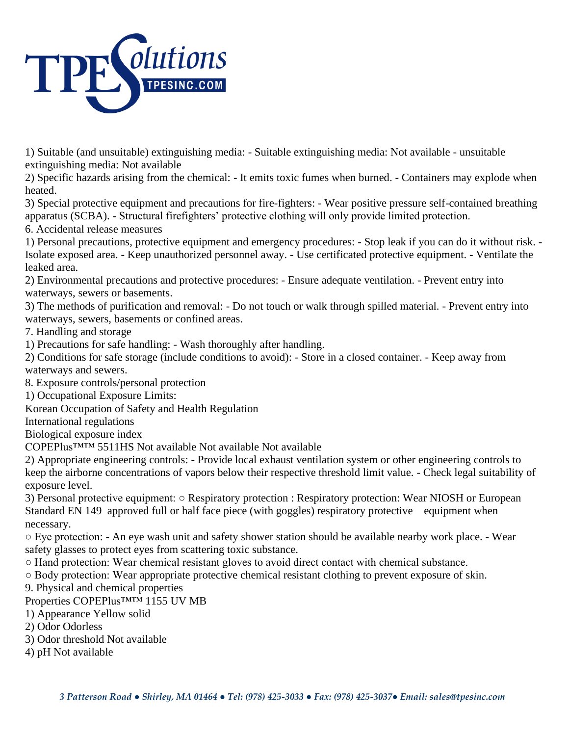1) Suitable (and unsuitable) extinguishing media: - Suitable extinguishing media: Not available - unsuitable extinguishing media: Not available

2) Specific hazards arising from the chemical: - It emits toxic fumes when burned. - Containers may explode when heated.

3) Special protective equipment and precautions for fire-fighters: - Wear positive pressure self-contained breathing apparatus (SCBA). - Structural firefighters' protective clothing will only provide limited protection.

## 6. Accidental release measures

1) Personal precautions, protective equipment and emergency procedures: - Stop leak if you can do it without risk. - Isolate exposed area. - Keep unauthorized personnel away. - Use certificated protective equipment. - Ventilate the leaked area.

2) Environmental precautions and protective procedures: - Ensure adequate ventilation. - Prevent entry into waterways, sewers or basements.

3) The methods of purification and removal: - Do not touch or walk through spilled material. - Prevent entry into waterways, sewers, basements or confined areas.

## 7. Handling and storage

1) Precautions for safe handling: - Wash thoroughly after handling.

2) Conditions for safe storage (include conditions to avoid): - Store in a closed container. - Keep away from waterways and sewers.

## 8. Exposure controls/personal protection

1) Occupational Exposure Limits:

| | Korean Occupation of Safety and Health Regulation | International regulations | Biological exposure index |
|---|---|---|---|
| COPEPlus™™ 5511HS | Not available | Not available | Not available |

2) Appropriate engineering controls: - Provide local exhaust ventilation system or other engineering controls to keep the airborne concentrations of vapors below their respective threshold limit value. - Check legal suitability of exposure level.

3) Personal protective equipment: ○ Respiratory protection : Respiratory protection: Wear NIOSH or European Standard EN 149 approved full or half face piece (with goggles) respiratory protective equipment when necessary.

○ Eye protection: - An eye wash unit and safety shower station should be available nearby work place. - Wear safety glasses to protect eyes from scattering toxic substance.

○ Hand protection: Wear chemical resistant gloves to avoid direct contact with chemical substance.

○ Body protection: Wear appropriate protective chemical resistant clothing to prevent exposure of skin.

## 9. Physical and chemical properties

| Properties | COPEPlus™™ 1155 UV MB |
|---|---|
| 1) Appearance | Yellow solid |
| 2) Odor | Odorless |
| 3) Odor threshold | Not available |
| 4) pH | Not available |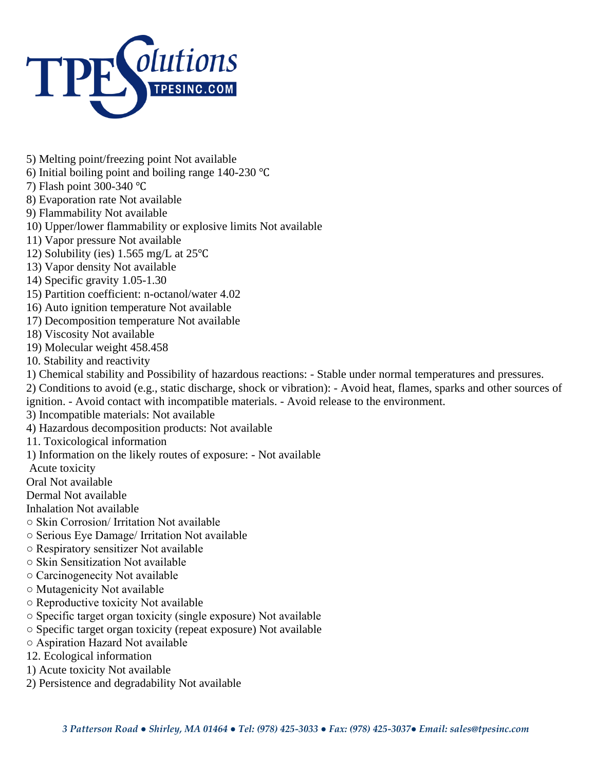5) Melting point/freezing point Not available
6) Initial boiling point and boiling range 140-230 ℃
7) Flash point 300-340 ℃
8) Evaporation rate Not available
9) Flammability Not available
10) Upper/lower flammability or explosive limits Not available
11) Vapor pressure Not available
12) Solubility (ies) 1.565 mg/L at 25℃
13) Vapor density Not available
14) Specific gravity 1.05-1.30
15) Partition coefficient: n-octanol/water 4.02
16) Auto ignition temperature Not available
17) Decomposition temperature Not available
18) Viscosity Not available
19) Molecular weight 458.458

## 10. Stability and reactivity

1) Chemical stability and Possibility of hazardous reactions: - Stable under normal temperatures and pressures.
2) Conditions to avoid (e.g., static discharge, shock or vibration): - Avoid heat, flames, sparks and other sources of ignition. - Avoid contact with incompatible materials. - Avoid release to the environment.
3) Incompatible materials: Not available
4) Hazardous decomposition products: Not available

## 11. Toxicological information

1) Information on the likely routes of exposure: - Not available

Acute toxicity
Oral Not available
Dermal Not available
Inhalation Not available

○ Skin Corrosion/ Irritation Not available
○ Serious Eye Damage/ Irritation Not available
○ Respiratory sensitizer Not available
○ Skin Sensitization Not available
○ Carcinogenecity Not available
○ Mutagenicity Not available
○ Reproductive toxicity Not available
○ Specific target organ toxicity (single exposure) Not available
○ Specific target organ toxicity (repeat exposure) Not available
○ Aspiration Hazard Not available

## 12. Ecological information

1) Acute toxicity Not available
2) Persistence and degradability Not available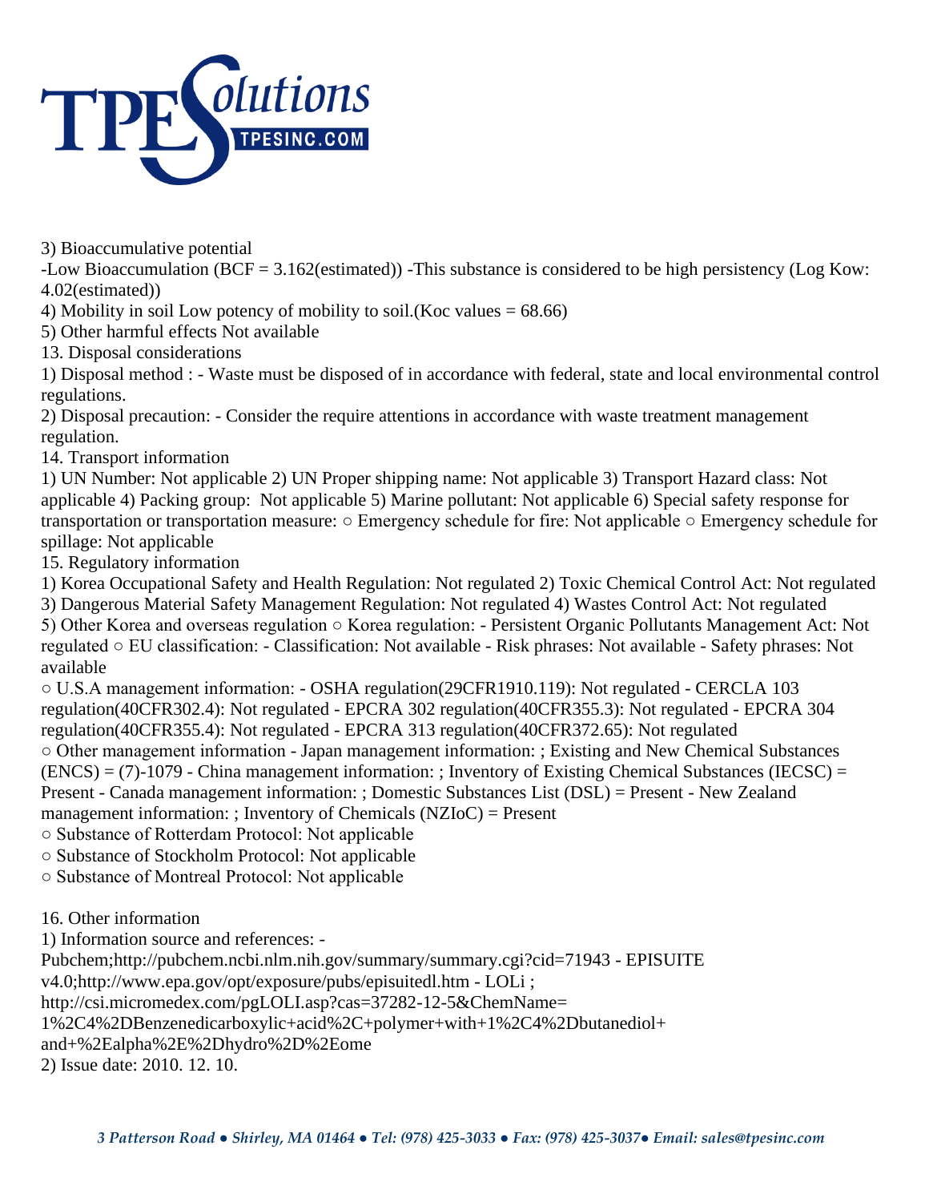3) Bioaccumulative potential

-Low Bioaccumulation (BCF = 3.162(estimated)) -This substance is considered to be high persistency (Log Kow: 4.02(estimated))

4) Mobility in soil Low potency of mobility to soil.(Koc values = 68.66)

5) Other harmful effects Not available

13. Disposal considerations

1) Disposal method : - Waste must be disposed of in accordance with federal, state and local environmental control regulations.

2) Disposal precaution: - Consider the require attentions in accordance with waste treatment management regulation.

14. Transport information

1) UN Number: Not applicable 2) UN Proper shipping name: Not applicable 3) Transport Hazard class: Not applicable 4) Packing group: Not applicable 5) Marine pollutant: Not applicable 6) Special safety response for transportation or transportation measure: ○ Emergency schedule for fire: Not applicable ○ Emergency schedule for spillage: Not applicable

15. Regulatory information

1) Korea Occupational Safety and Health Regulation: Not regulated 2) Toxic Chemical Control Act: Not regulated 3) Dangerous Material Safety Management Regulation: Not regulated 4) Wastes Control Act: Not regulated 5) Other Korea and overseas regulation ○ Korea regulation: - Persistent Organic Pollutants Management Act: Not regulated ○ EU classification: - Classification: Not available - Risk phrases: Not available - Safety phrases: Not available

○ U.S.A management information: - OSHA regulation(29CFR1910.119): Not regulated - CERCLA 103 regulation(40CFR302.4): Not regulated - EPCRA 302 regulation(40CFR355.3): Not regulated - EPCRA 304 regulation(40CFR355.4): Not regulated - EPCRA 313 regulation(40CFR372.65): Not regulated

○ Other management information - Japan management information: ; Existing and New Chemical Substances (ENCS) = (7)-1079 - China management information: ; Inventory of Existing Chemical Substances (IECSC) = Present - Canada management information: ; Domestic Substances List (DSL) = Present - New Zealand management information: ; Inventory of Chemicals (NZIoC) = Present

○ Substance of Rotterdam Protocol: Not applicable

○ Substance of Stockholm Protocol: Not applicable

○ Substance of Montreal Protocol: Not applicable

16. Other information

1) Information source and references: - Pubchem;http://pubchem.ncbi.nlm.nih.gov/summary/summary.cgi?cid=71943 - EPISUITE v4.0;http://www.epa.gov/opt/exposure/pubs/episuitedl.htm - LOLi ; http://csi.micromedex.com/pgLOLI.asp?cas=37282-12-5&ChemName=1%2C4%2DBenzenedicarboxylic+acid%2C+polymer+with+1%2C4%2Dbutanediol+and+%2Ealpha%2E%2Dhydro%2D%2Eome

2) Issue date: 2010. 12. 10.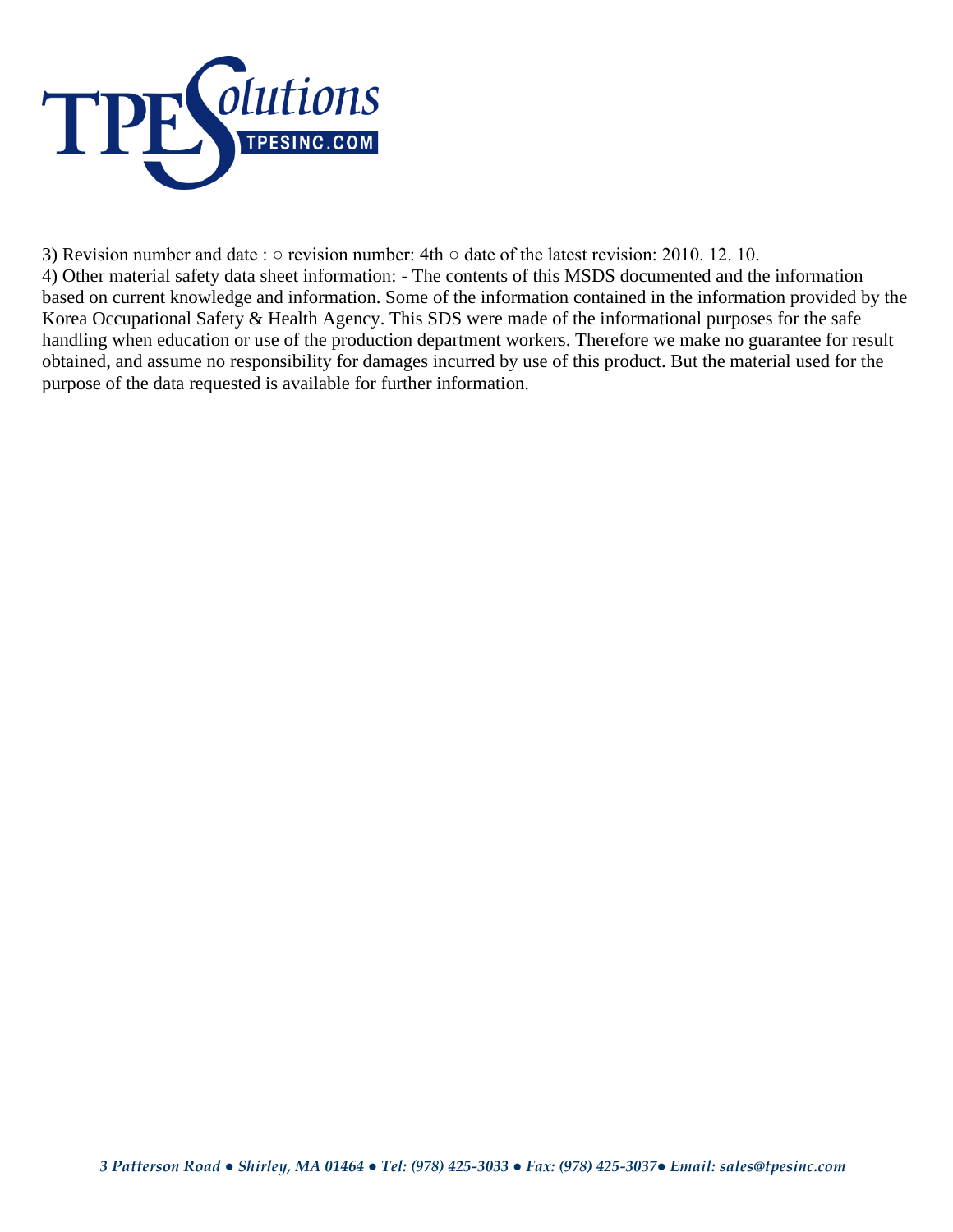3) Revision number and date : ○ revision number: 4th ○ date of the latest revision: 2010. 12. 10.

4) Other material safety data sheet information: - The contents of this MSDS documented and the information based on current knowledge and information. Some of the information contained in the information provided by the Korea Occupational Safety & Health Agency. This SDS were made of the informational purposes for the safe handling when education or use of the production department workers. Therefore we make no guarantee for result obtained, and assume no responsibility for damages incurred by use of this product. But the material used for the purpose of the data requested is available for further information.